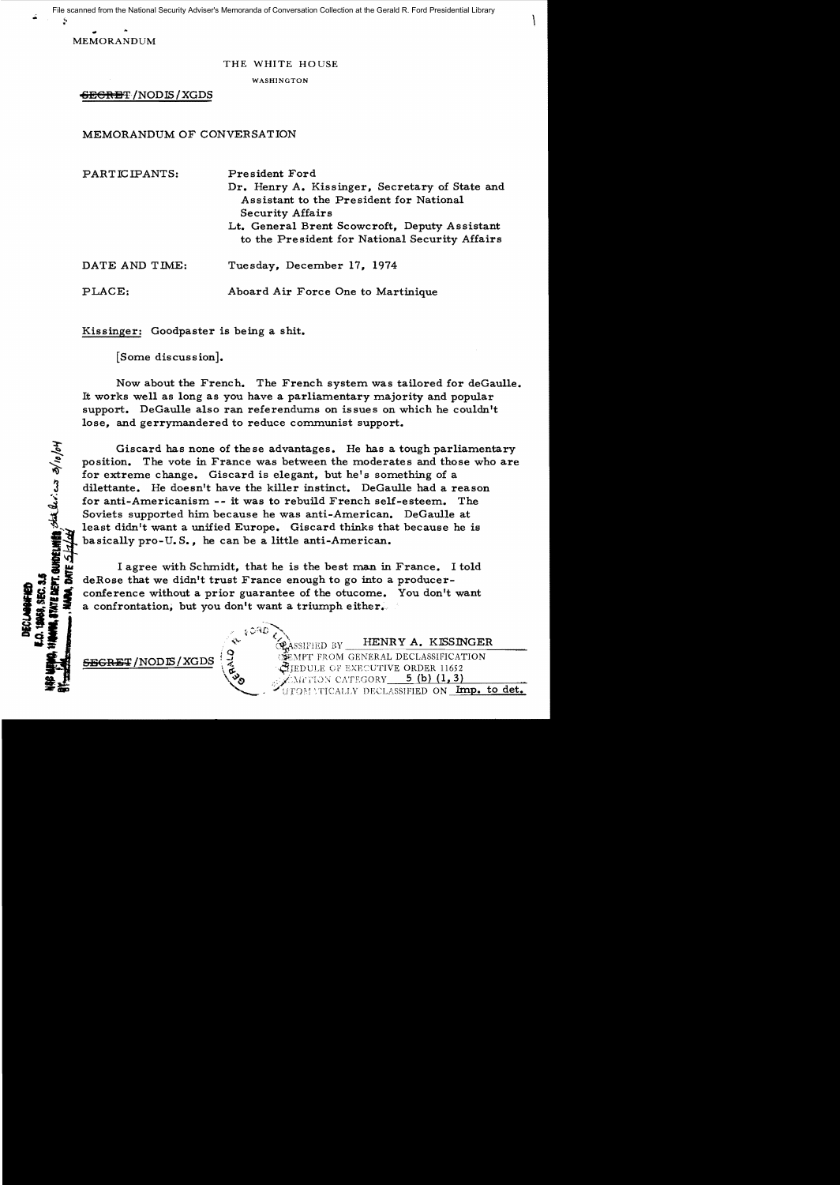MEMORANDUM

THE WHITE HOUSE

WASHINGTON

~~SECRET~~/NODIS/XGDS

MEMORANDUM OF CONVERSATION

PARTICIPANTS: President Ford
Dr. Henry A. Kissinger, Secretary of State and Assistant to the President for National Security Affairs
Lt. General Brent Scowcroft, Deputy Assistant to the President for National Security Affairs

DATE AND TIME: Tuesday, December 17, 1974

PLACE: Aboard Air Force One to Martinique

Kissinger: Goodpaster is being a shit.

[Some discussion].

Now about the French. The French system was tailored for deGaulle. It works well as long as you have a parliamentary majority and popular support. DeGaulle also ran referendums on issues on which he couldn't lose, and gerrymandered to reduce communist support.

Giscard has none of these advantages. He has a tough parliamentary position. The vote in France was between the moderates and those who are for extreme change. Giscard is elegant, but he's something of a dilettante. He doesn't have the killer instinct. DeGaulle had a reason for anti-Americanism -- it was to rebuild French self-esteem. The Soviets supported him because he was anti-American. DeGaulle at least didn't want a unified Europe. Giscard thinks that because he is basically pro-U.S., he can be a little anti-American.

I agree with Schmidt, that he is the best man in France. I told deRose that we didn't trust France enough to go into a producer-conference without a prior guarantee of the otucome. You don't want a confrontation, but you don't want a triumph either.

~~SECRET~~/NODIS/XGDS

CLASSIFIED BY HENRY A. KISSINGER
EXEMPT FROM GENERAL DECLASSIFICATION SCHEDULE OF EXECUTIVE ORDER 11652
EXEMPTION CATEGORY 5 (b) (1, 3)
AUTOMATICALLY DECLASSIFIED ON Imp. to det.

DECLASSIFIED E.O. 12958, SEC. 3.5 NSC MEMO, 11/24/98, STATE DEPT. GUIDELINES State Rev. 3/10/04 BY ___, NARA, DATE 5/4/04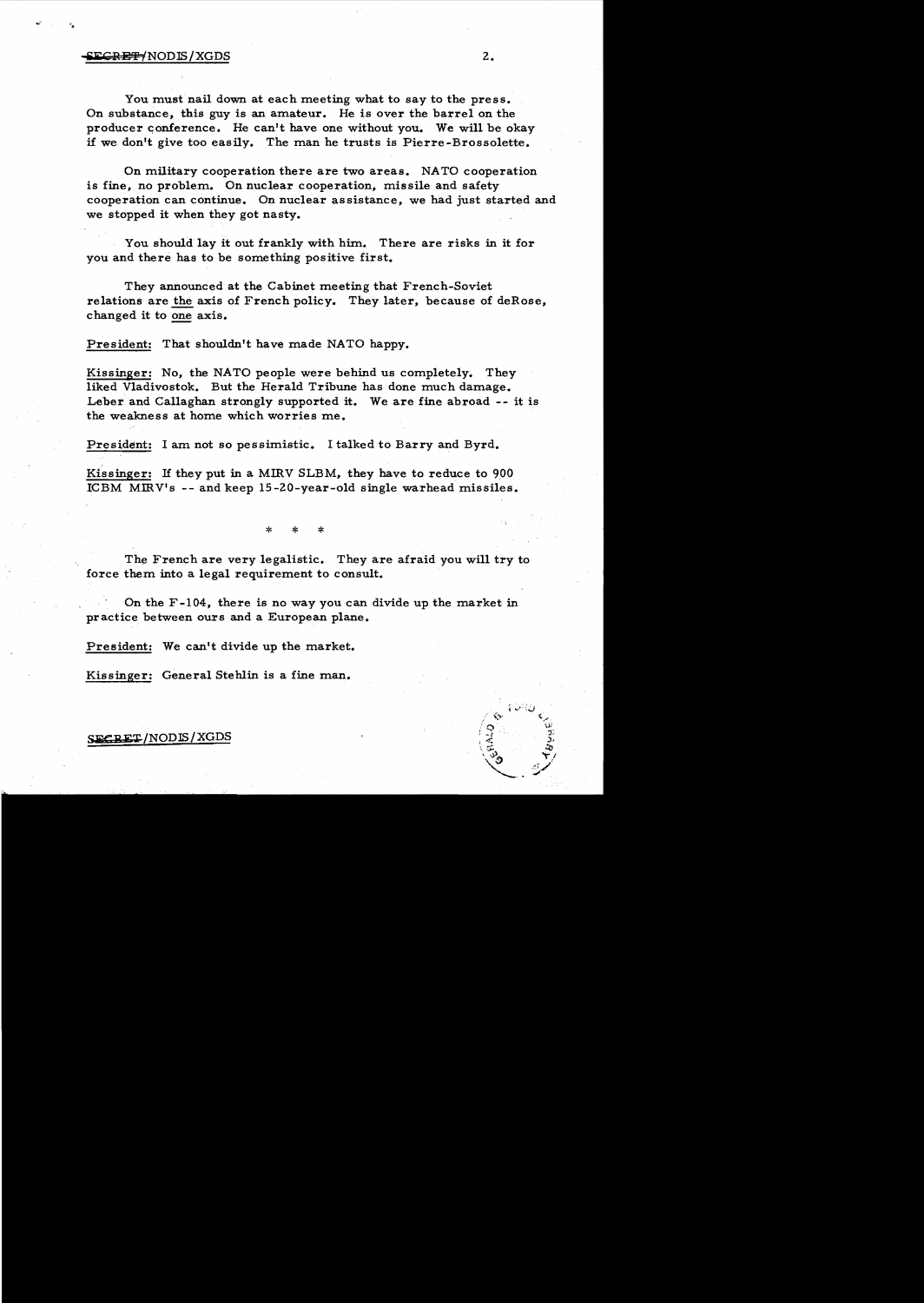You must nail down at each meeting what to say to the press. On substance, this guy is an amateur. He is over the barrel on the producer conference. He can't have one without you. We will be okay if we don't give too easily. The man he trusts is Pierre-Brossolette.

On military cooperation there are two areas. NATO cooperation is fine, no problem. On nuclear cooperation, missile and safety cooperation can continue. On nuclear assistance, we had just started and we stopped it when they got nasty.

You should lay it out frankly with him. There are risks in it for you and there has to be something positive first.

They announced at the Cabinet meeting that French-Soviet relations are the axis of French policy. They later, because of deRose, changed it to one axis.

President: That shouldn't have made NATO happy.

Kissinger: No, the NATO people were behind us completely. They liked Vladivostok. But the Herald Tribune has done much damage. Leber and Callaghan strongly supported it. We are fine abroad -- it is the weakness at home which worries me.

President: I am not so pessimistic. I talked to Barry and Byrd.

Kissinger: If they put in a MIRV SLBM, they have to reduce to 900 ICBM MIRV's -- and keep 15-20-year-old single warhead missiles.

\* \* \*

The French are very legalistic. They are afraid you will try to force them into a legal requirement to consult.

On the F-104, there is no way you can divide up the market in practice between ours and a European plane.

President: We can't divide up the market.

Kissinger: General Stehlin is a fine man.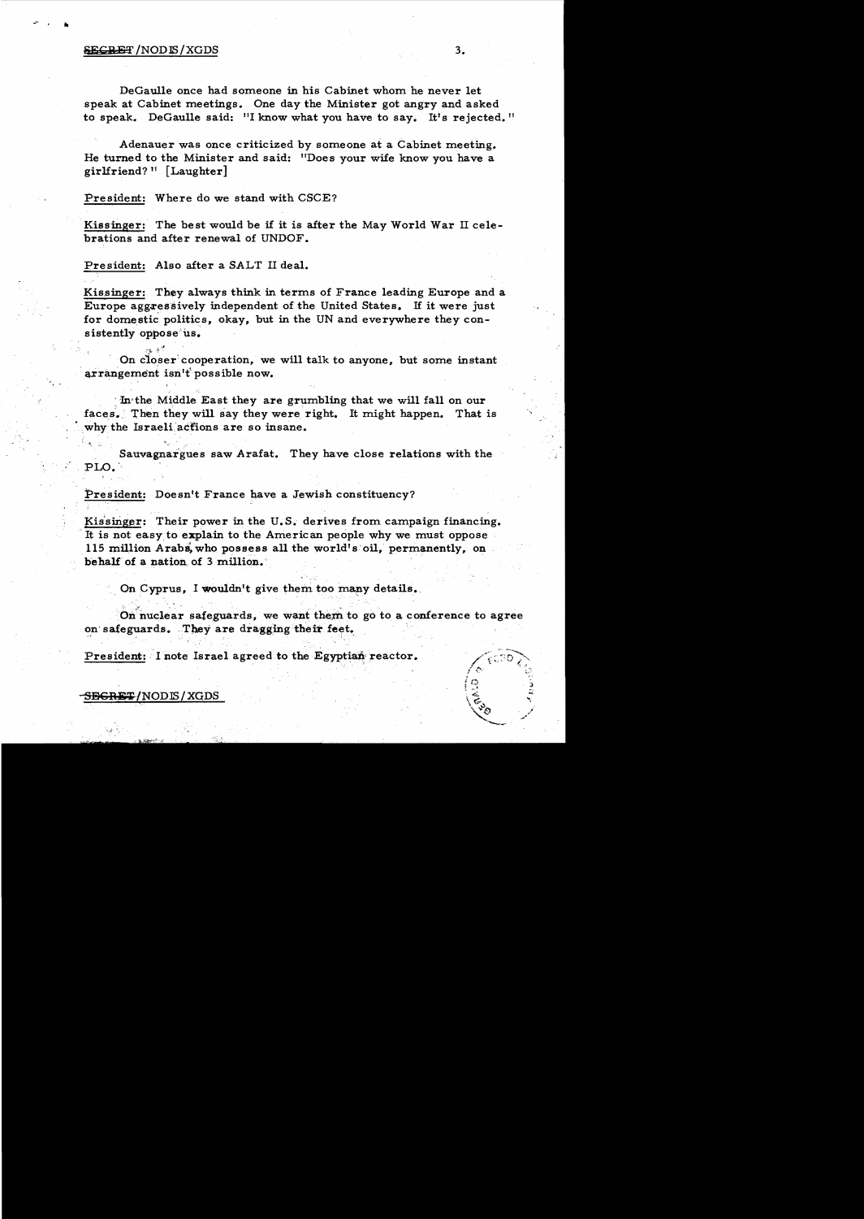DeGaulle once had someone in his Cabinet whom he never let speak at Cabinet meetings. One day the Minister got angry and asked to speak. DeGaulle said: "I know what you have to say. It's rejected."

Adenauer was once criticized by someone at a Cabinet meeting. He turned to the Minister and said: "Does your wife know you have a girlfriend?" [Laughter]

President: Where do we stand with CSCE?

Kissinger: The best would be if it is after the May World War II celebrations and after renewal of UNDOF.

President: Also after a SALT II deal.

Kissinger: They always think in terms of France leading Europe and a Europe aggressively independent of the United States. If it were just for domestic politics, okay, but in the UN and everywhere they consistently oppose us.

On closer cooperation, we will talk to anyone, but some instant arrangement isn't possible now.

In the Middle East they are grumbling that we will fall on our faces. Then they will say they were right. It might happen. That is why the Israeli actions are so insane.

Sauvagnargues saw Arafat. They have close relations with the PLO.

President: Doesn't France have a Jewish constituency?

Kissinger: Their power in the U.S. derives from campaign financing. It is not easy to explain to the American people why we must oppose 115 million Arabs, who possess all the world's oil, permanently, on behalf of a nation of 3 million.

On Cyprus, I wouldn't give them too many details.

On nuclear safeguards, we want them to go to a conference to agree on safeguards. They are dragging their feet.

President: I note Israel agreed to the Egyptian reactor.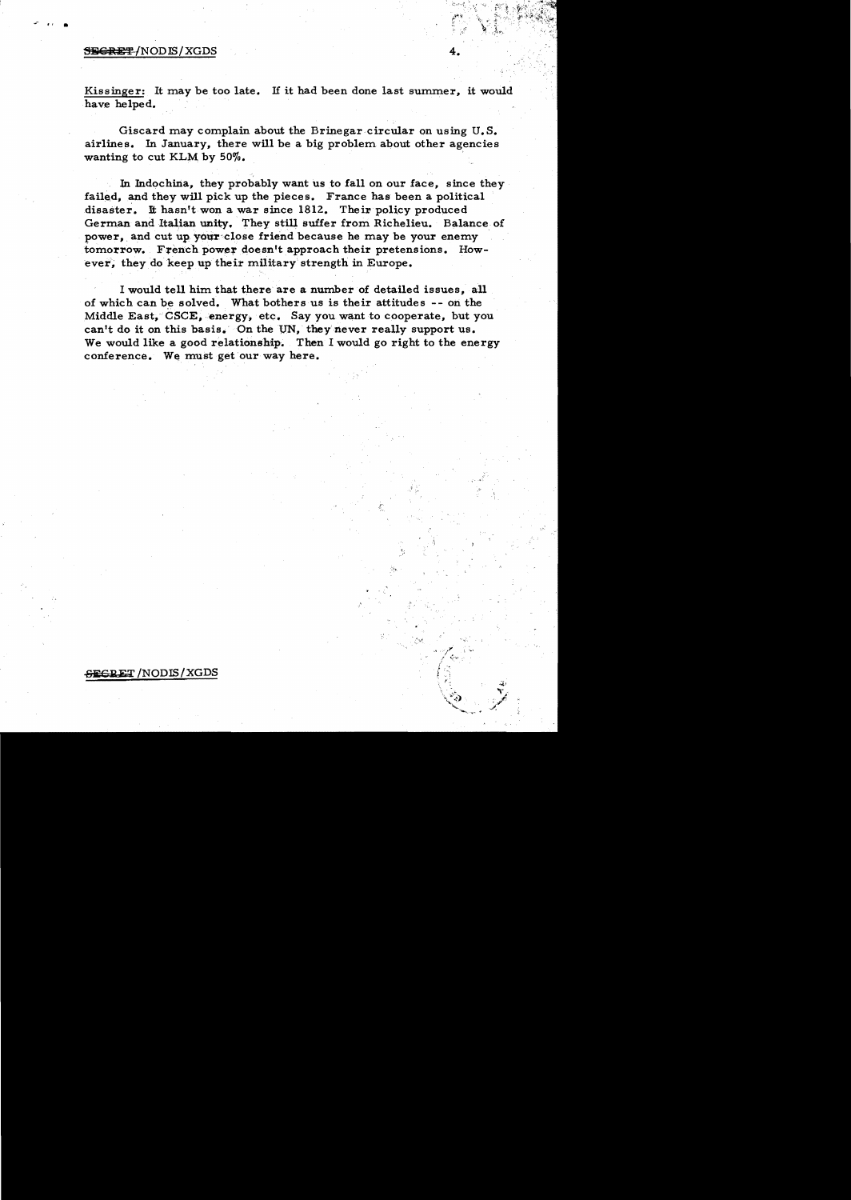Kissinger: It may be too late. If it had been done last summer, it would have helped.

Giscard may complain about the Brinegar circular on using U.S. airlines. In January, there will be a big problem about other agencies wanting to cut KLM by 50%.

In Indochina, they probably want us to fall on our face, since they failed, and they will pick up the pieces. France has been a political disaster. It hasn't won a war since 1812. Their policy produced German and Italian unity. They still suffer from Richelieu. Balance of power, and cut up your close friend because he may be your enemy tomorrow. French power doesn't approach their pretensions. However, they do keep up their military strength in Europe.

I would tell him that there are a number of detailed issues, all of which can be solved. What bothers us is their attitudes -- on the Middle East, CSCE, energy, etc. Say you want to cooperate, but you can't do it on this basis. On the UN, they never really support us. We would like a good relationship. Then I would go right to the energy conference. We must get our way here.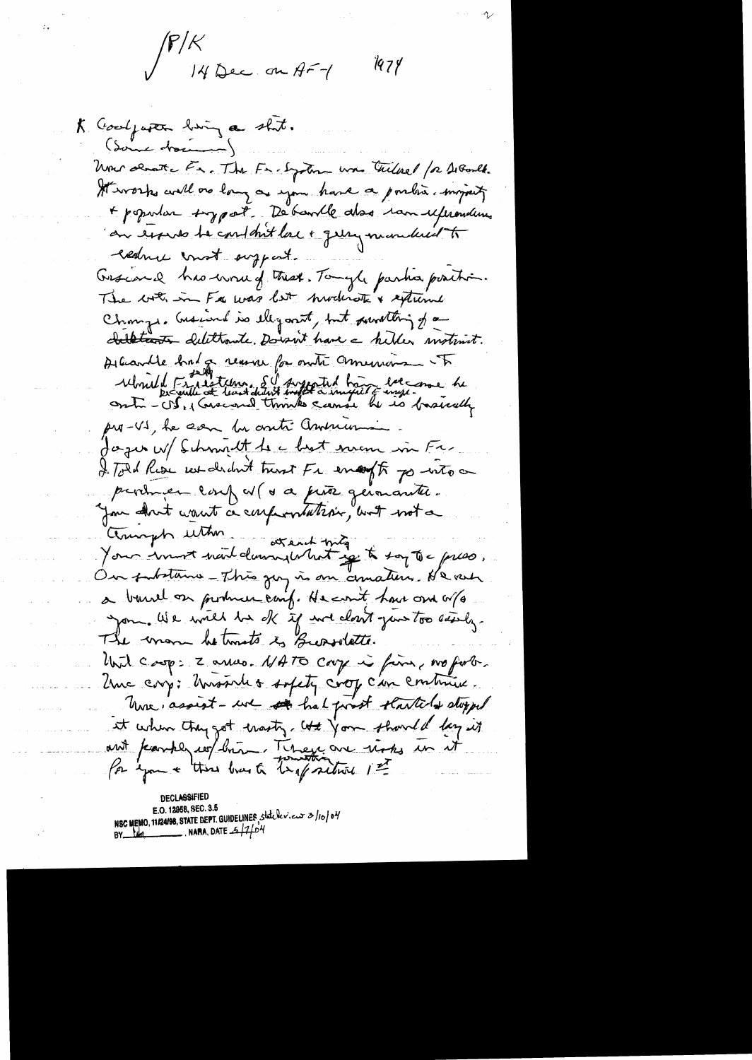P/K 14 Dec on AF-1 1974

K Coalfiction being a shot.
(Some discussion)

Now about Fr. The Fr. System was tailored for DeGaulle. It works well as long as you have a parlia. majority + popular support. DeGaulle also ran referendums on issues he couldn't lose + gerrymandered to reduce count support.

Giscard has none of that. Tough parlia position. The vote in Fr was but moderate + extreme change. Giscard is elegant, but something of a dilettante. Doesn't have a killer instinct.

DeGaulle had a reason for anti Americanism – to rebuild Fr. esteem. US supported him became he excelled at least debut ineffect a impact & image. anti-US. Giscard thinks cause he is basically pro-US, he can be anti American.

Jager w/ Schmidt be a best man in Fr.

I told Rose we didn't trust Fr enough to go into a producer conf w/o a prior guarantee.

You don't want a confrontation, but not a triumph either.

You must nail down what you to say to press. attend mtg

On substance – This guy is an amateur. He rushed a barrel on producer conf. He can't have one w/o you. We will be OK if we don't give too easily.

The man he trusts is Barsalette.

Unit coop: 2 areas. NATO coop is fine, no prob.

Inc coop: Missile & safety coop can continue.

Unc. assist – we had just started & stopped it when they got nasty. You should lay it out frankly w/ him. There are risks in it for you & those have to be of position 1st

DECLASSIFIED
E.O. 12958, SEC. 3.5
NSC MEMO, 11/24/98, STATE DEPT. GUIDELINES State Rev. ew 3/10/04
BY [illegible], NARA, DATE 5/7/04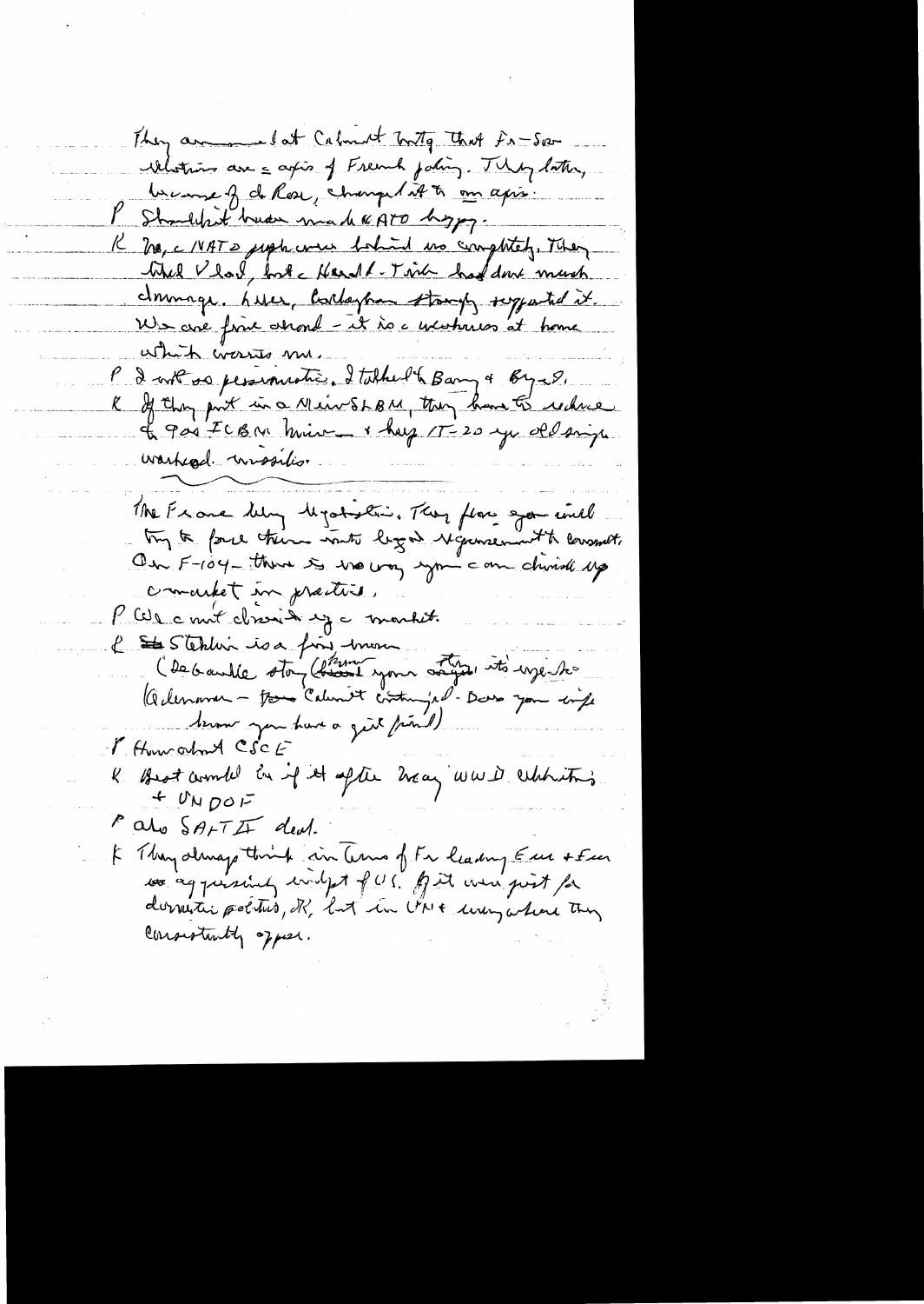They announced at Cabinet mtg that Fr-Sov relations are a axis of French policy. Two days later, because of de Rose, changed it to an axis.

P Shouldn't have made NATO happy.

K No, a NATO psych was behind no completely. They liked Vlad, but a Harold-Tindemans had done much damage. Later, Callaghan strongly supported it. We are fine abroad – it is a weakness at home which worries me.

P I not as pessimistic. I talked to Barry & Byrd.

K If they put in a Minuteman SLBM, they have to reduce to 900 ICBM Minuteman & keep 17-20 yr old single warhead missiles.

---

The France deny negotiations. They fear you will try to force them into bigger negotiations to consult. On F-104 – there is no way you can divide up a market in practice.

P We can't divide up a market.

K Stehlin is a fine man.

(DeGaulle story (blamed your country) its important Adenauer – Calmed irritated – Does your wife know you have a girl friend)

P How about CSCE

K Best would be if it after May WWD celebrations + UNDOF

P Also SALT II deal.

K They always think in terms of Fr leading Eur & Eur as opposing interests of U.S. If it were just for domestic politics, OK, but in UN & everywhere they consistently oppose.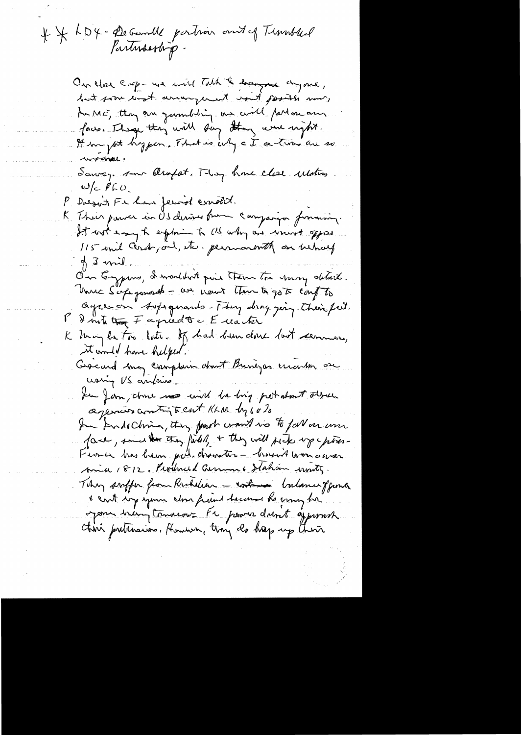* * LDX - DeGaulle portrait out of Troubled Partnership.

On close coop - we will talk to anyone, but some kind arrangement isn't possible now. In ME, they are grumbling we will fall on our faces. Though they will say they were right. It may not happen. That is why I active are so ~~wrecked~~.

Sauvag. saw Arafat. They have close relations w/c PLO.

P Doesn't Fr have Jewish conflict.

K Their power in US derives from campaign financing. It isn't easy to explain to US why we must oppose 115 mil Jewish, etc. permanently on behalf of 3 mil.

On Cyprus, I wouldn't give them too many details. Three Safeguards - we want them to go to conf to agree on safeguards - They drag going their feet.

P I note that F agreed to E leader

K Maybe too late - If had been done last summer, it would have helped.

Giscard may complain about Brinegar ~~~ on using US airlines.

In Jan, there will be big protest other agencies wanting to cut KLM by 60%

In IndoChina, they fault want us to fall on our face, since they failed + they will pick up c pieces - France has been pol. disaster - hasn't won a war since 1812. Produced German & Italian unity.

They suffer from Richelieu - balance of power + cut up your close friend because he may be your enemy tomorrow. Fr power doesn't approach their pretensions. However, they do keep up their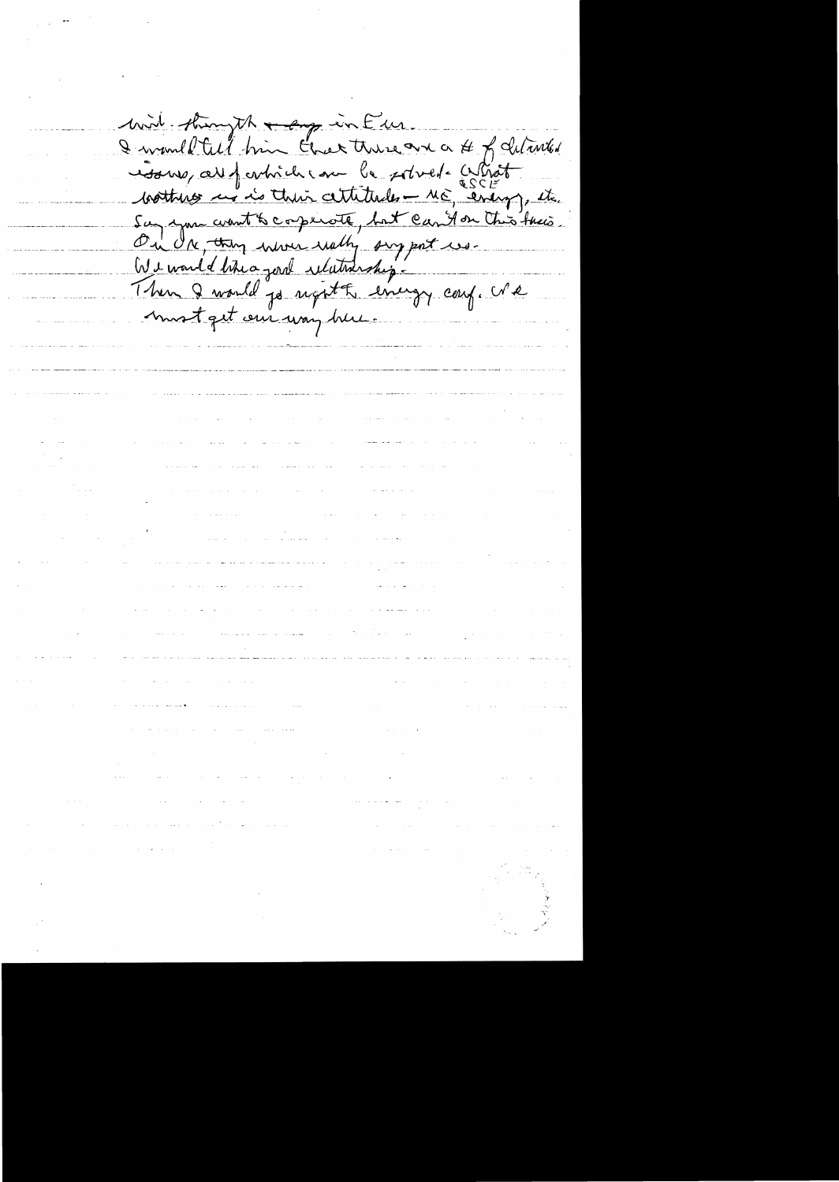mil. strength ~~+ eq~~ in Eur.
I would tell him that there are a # of detente issues, all of which can be solved. What bothers us is their attitude — ME, CSCE, energy, etc.
Say you want to cooperate, but can't on this basis.
On ME, they never really support us.
We would like a good relationship.
Then I would go right to energy conf. We must get our way here.